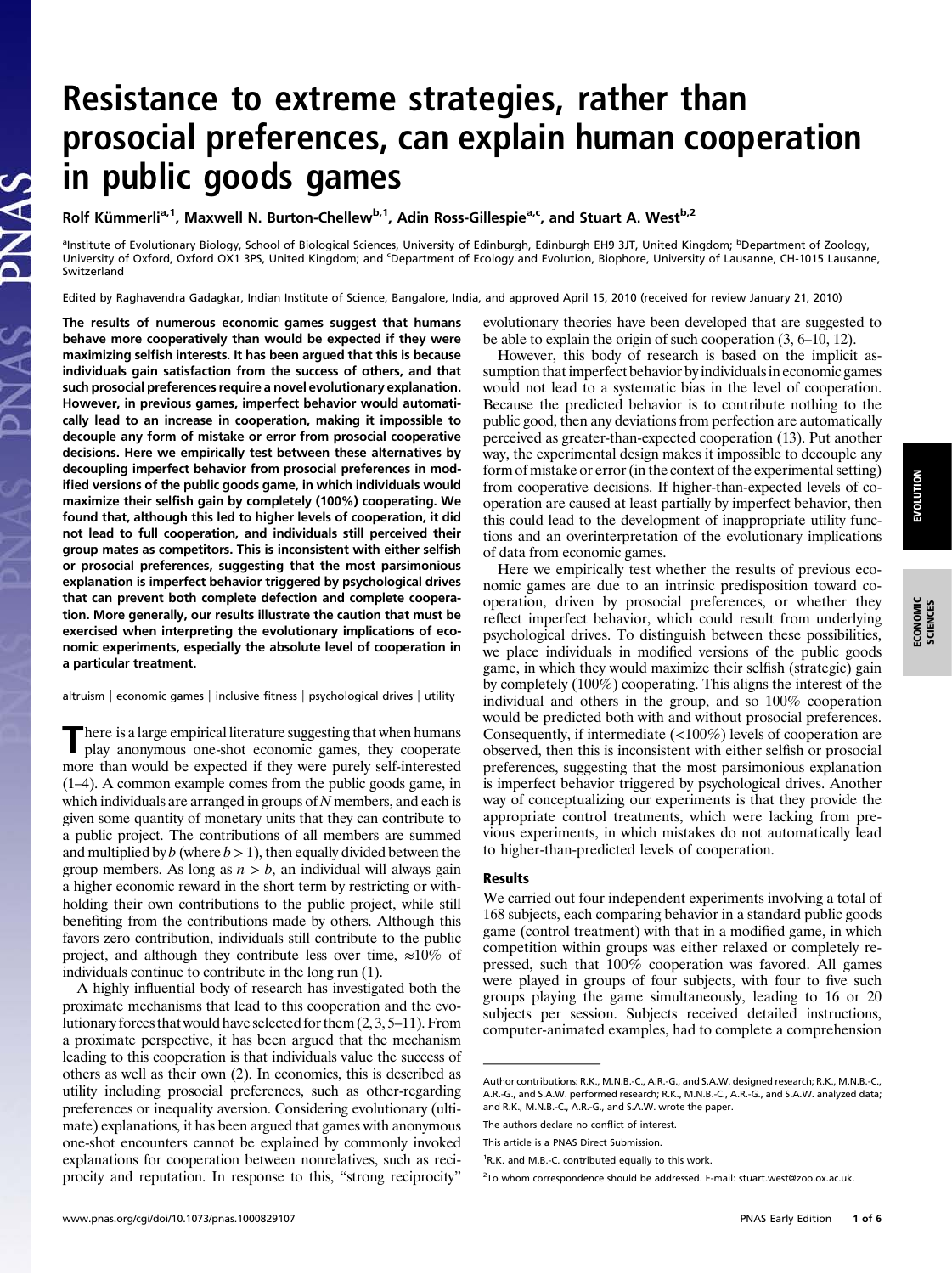# Resistance to extreme strategies, rather than prosocial preferences, can explain human cooperation in public goods games

Rolf Kümmerli[a,1], Maxwell N. Burton-Chellew[b,1], Adin Ross-Gillespie[a,c], and Stuart A. West[b,2]

[a]Institute of Evolutionary Biology, School of Biological Sciences, University of Edinburgh, Edinburgh EH9 3JT, United Kingdom; [b]Department of Zoology, University of Oxford, Oxford OX1 3PS, United Kingdom; and [c]Department of Ecology and Evolution, Biophore, University of Lausanne, CH-1015 Lausanne, Switzerland

Edited by Raghavendra Gadagkar, Indian Institute of Science, Bangalore, India, and approved April 15, 2010 (received for review January 21, 2010)

**The results of numerous economic games suggest that humans behave more cooperatively than would be expected if they were maximizing selfish interests. It has been argued that this is because individuals gain satisfaction from the success of others, and that such prosocial preferences require a novel evolutionary explanation. However, in previous games, imperfect behavior would automatically lead to an increase in cooperation, making it impossible to decouple any form of mistake or error from prosocial cooperative decisions. Here we empirically test between these alternatives by decoupling imperfect behavior from prosocial preferences in modified versions of the public goods game, in which individuals would maximize their selfish gain by completely (100%) cooperating. We found that, although this led to higher levels of cooperation, it did not lead to full cooperation, and individuals still perceived their group mates as competitors. This is inconsistent with either selfish or prosocial preferences, suggesting that the most parsimonious explanation is imperfect behavior triggered by psychological drives that can prevent both complete defection and complete cooperation. More generally, our results illustrate the caution that must be exercised when interpreting the evolutionary implications of economic experiments, especially the absolute level of cooperation in a particular treatment.**

altruism | economic games | inclusive fitness | psychological drives | utility

There is a large empirical literature suggesting that when humans play anonymous one-shot economic games, they cooperate more than would be expected if they were purely self-interested (1–4). A common example comes from the public goods game, in which individuals are arranged in groups of $N$ members, and each is given some quantity of monetary units that they can contribute to a public project. The contributions of all members are summed and multiplied by $b$ (where $b > 1$), then equally divided between the group members. As long as $n > b$, an individual will always gain a higher economic reward in the short term by restricting or withholding their own contributions to the public project, while still benefiting from the contributions made by others. Although this favors zero contribution, individuals still contribute to the public project, and although they contribute less over time, $\approx$10% of individuals continue to contribute in the long run (1).

A highly influential body of research has investigated both the proximate mechanisms that lead to this cooperation and the evolutionary forces that would have selected for them (2, 3, 5–11). From a proximate perspective, it has been argued that the mechanism leading to this cooperation is that individuals value the success of others as well as their own (2). In economics, this is described as utility including prosocial preferences, such as other-regarding preferences or inequality aversion. Considering evolutionary (ultimate) explanations, it has been argued that games with anonymous one-shot encounters cannot be explained by commonly invoked explanations for cooperation between nonrelatives, such as reciprocity and reputation. In response to this, "strong reciprocity" evolutionary theories have been developed that are suggested to be able to explain the origin of such cooperation (3, 6–10, 12).

However, this body of research is based on the implicit assumption that imperfect behavior by individuals in economic games would not lead to a systematic bias in the level of cooperation. Because the predicted behavior is to contribute nothing to the public good, then any deviations from perfection are automatically perceived as greater-than-expected cooperation (13). Put another way, the experimental design makes it impossible to decouple any form of mistake or error (in the context of the experimental setting) from cooperative decisions. If higher-than-expected levels of cooperation are caused at least partially by imperfect behavior, then this could lead to the development of inappropriate utility functions and an overinterpretation of the evolutionary implications of data from economic games.

Here we empirically test whether the results of previous economic games are due to an intrinsic predisposition toward cooperation, driven by prosocial preferences, or whether they reflect imperfect behavior, which could result from underlying psychological drives. To distinguish between these possibilities, we place individuals in modified versions of the public goods game, in which they would maximize their selfish (strategic) gain by completely (100%) cooperating. This aligns the interest of the individual and others in the group, and so 100% cooperation would be predicted both with and without prosocial preferences. Consequently, if intermediate (<100%) levels of cooperation are observed, then this is inconsistent with either selfish or prosocial preferences, suggesting that the most parsimonious explanation is imperfect behavior triggered by psychological drives. Another way of conceptualizing our experiments is that they provide the appropriate control treatments, which were lacking from previous experiments, in which mistakes do not automatically lead to higher-than-predicted levels of cooperation.

## Results

We carried out four independent experiments involving a total of 168 subjects, each comparing behavior in a standard public goods game (control treatment) with that in a modified game, in which competition within groups was either relaxed or completely repressed, such that 100% cooperation was favored. All games were played in groups of four subjects, with four to five such groups playing the game simultaneously, leading to 16 or 20 subjects per session. Subjects received detailed instructions, computer-animated examples, had to complete a comprehension

---

Author contributions: R.K., M.N.B.-C., A.R.-G., and S.A.W. designed research; R.K., M.N.B.-C., A.R.-G., and S.A.W. performed research; R.K., M.N.B.-C., A.R.-G., and S.A.W. analyzed data; and R.K., M.N.B.-C., A.R.-G., and S.A.W. wrote the paper.

The authors declare no conflict of interest.

This article is a PNAS Direct Submission.

[1]R.K. and M.B.-C. contributed equally to this work.

[2]To whom correspondence should be addressed. E-mail: stuart.west@zoo.ox.ac.uk.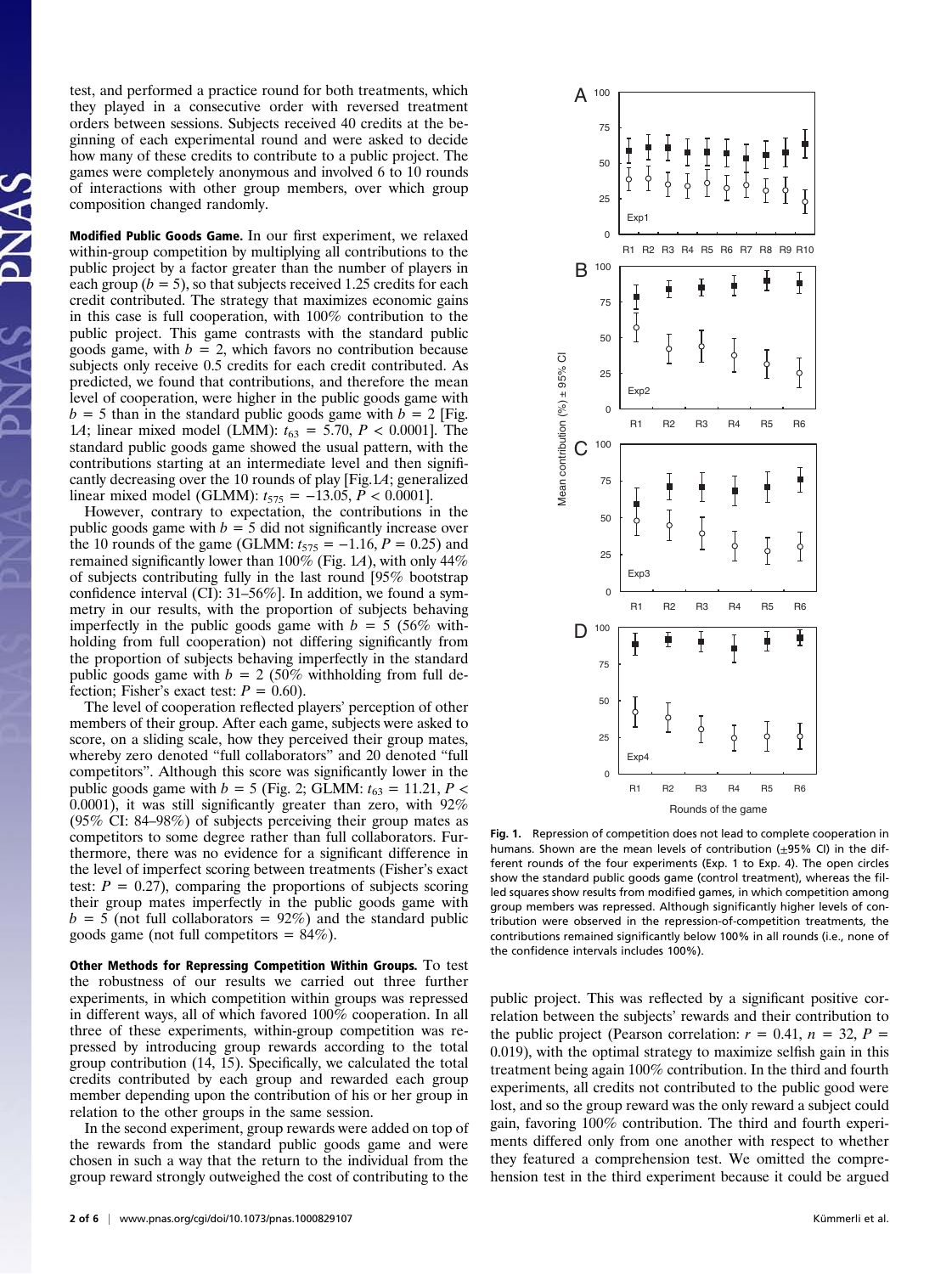test, and performed a practice round for both treatments, which they played in a consecutive order with reversed treatment orders between sessions. Subjects received 40 credits at the beginning of each experimental round and were asked to decide how many of these credits to contribute to a public project. The games were completely anonymous and involved 6 to 10 rounds of interactions with other group members, over which group composition changed randomly.

**Modified Public Goods Game.** In our first experiment, we relaxed within-group competition by multiplying all contributions to the public project by a factor greater than the number of players in each group ($b = 5$), so that subjects received 1.25 credits for each credit contributed. The strategy that maximizes economic gains in this case is full cooperation, with 100% contribution to the public project. This game contrasts with the standard public goods game, with $b = 2$, which favors no contribution because subjects only receive 0.5 credits for each credit contributed. As predicted, we found that contributions, and therefore the mean level of cooperation, were higher in the public goods game with $b = 5$ than in the standard public goods game with $b = 2$ [Fig. 1*A*; linear mixed model (LMM): $t_{63} = 5.70$, $P < 0.0001$]. The standard public goods game showed the usual pattern, with the contributions starting at an intermediate level and then significantly decreasing over the 10 rounds of play [Fig.1*A*; generalized linear mixed model (GLMM): $t_{575} = -13.05$, $P < 0.0001$].

However, contrary to expectation, the contributions in the public goods game with $b = 5$ did not significantly increase over the 10 rounds of the game (GLMM: $t_{575} = -1.16$, $P = 0.25$) and remained significantly lower than 100% (Fig. 1*A*), with only 44% of subjects contributing fully in the last round [95% bootstrap confidence interval (CI): 31–56%]. In addition, we found a symmetry in our results, with the proportion of subjects behaving imperfectly in the public goods game with $b = 5$ (56% withholding from full cooperation) not differing significantly from the proportion of subjects behaving imperfectly in the standard public goods game with $b = 2$ (50% withholding from full defection; Fisher's exact test: $P = 0.60$).

The level of cooperation reflected players' perception of other members of their group. After each game, subjects were asked to score, on a sliding scale, how they perceived their group mates, whereby zero denoted "full collaborators" and 20 denoted "full competitors". Although this score was significantly lower in the public goods game with $b = 5$ (Fig. 2; GLMM: $t_{63} = 11.21$, $P < 0.0001$), it was still significantly greater than zero, with 92% (95% CI: 84–98%) of subjects perceiving their group mates as competitors to some degree rather than full collaborators. Furthermore, there was no evidence for a significant difference in the level of imperfect scoring between treatments (Fisher's exact test: $P = 0.27$), comparing the proportions of subjects scoring their group mates imperfectly in the public goods game with $b = 5$ (not full collaborators = 92%) and the standard public goods game (not full competitors = 84%).

**Other Methods for Repressing Competition Within Groups.** To test the robustness of our results we carried out three further experiments, in which competition within groups was repressed in different ways, all of which favored 100% cooperation. In all three of these experiments, within-group competition was repressed by introducing group rewards according to the total group contribution (14, 15). Specifically, we calculated the total credits contributed by each group and rewarded each group member depending upon the contribution of his or her group in relation to the other groups in the same session.

In the second experiment, group rewards were added on top of the rewards from the standard public goods game and were chosen in such a way that the return to the individual from the group reward strongly outweighed the cost of contributing to the public project. This was reflected by a significant positive correlation between the subjects' rewards and their contribution to the public project (Pearson correlation: $r = 0.41$, $n = 32$, $P = 0.019$), with the optimal strategy to maximize selfish gain in this treatment being again 100% contribution. In the third and fourth experiments, all credits not contributed to the public good were lost, and so the group reward was the only reward a subject could gain, favoring 100% contribution. The third and fourth experiments differed only from one another with respect to whether they featured a comprehension test. We omitted the comprehension test in the third experiment because it could be argued

**Fig. 1.** Repression of competition does not lead to complete cooperation in humans. Shown are the mean levels of contribution (±95% CI) in the different rounds of the four experiments (Exp. 1 to Exp. 4). The open circles show the standard public goods game (control treatment), whereas the filled squares show results from modified games, in which competition among group members was repressed. Although significantly higher levels of contribution were observed in the repression-of-competition treatments, the contributions remained significantly below 100% in all rounds (i.e., none of the confidence intervals includes 100%).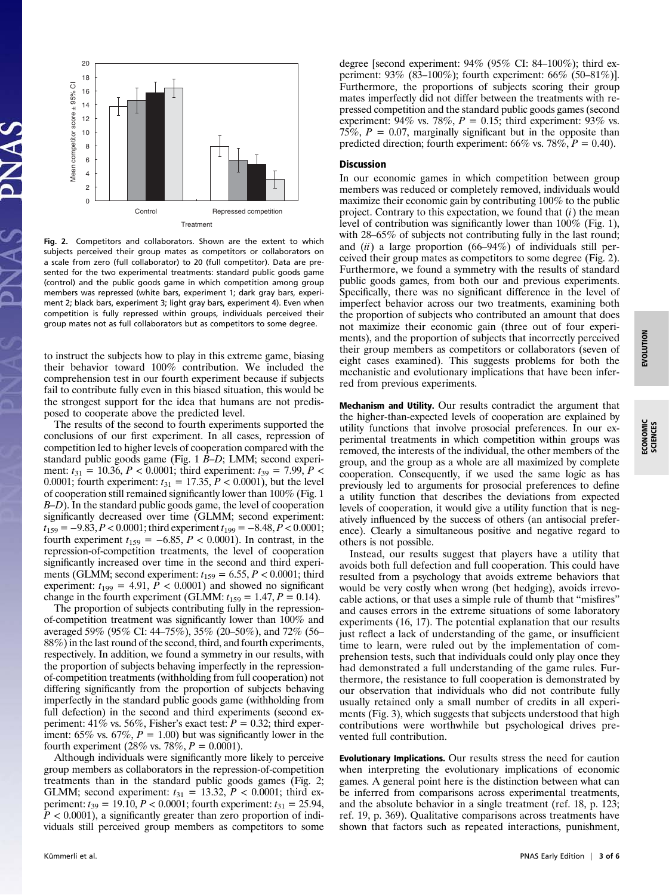20
18
16
14
12
10
8
6
4
2
0
Mean competitor score ± 95% CI
Control
Repressed competition
Treatment

**Fig. 2.** Competitors and collaborators. Shown are the extent to which subjects perceived their group mates as competitors or collaborators on a scale from zero (full collaborator) to 20 (full competitor). Data are presented for the two experimental treatments: standard public goods game (control) and the public goods game in which competition among group members was repressed (white bars, experiment 1; dark gray bars, experiment 2; black bars, experiment 3; light gray bars, experiment 4). Even when competition is fully repressed within groups, individuals perceived their group mates not as full collaborators but as competitors to some degree.

to instruct the subjects how to play in this extreme game, biasing their behavior toward 100% contribution. We included the comprehension test in our fourth experiment because if subjects fail to contribute fully even in this biased situation, this would be the strongest support for the idea that humans are not predisposed to cooperate above the predicted level.

The results of the second to fourth experiments supported the conclusions of our first experiment. In all cases, repression of competition led to higher levels of cooperation compared with the standard public goods game (Fig. 1 *B–D*; LMM; second experiment: $t_{31} = 10.36$, $P < 0.0001$; third experiment: $t_{39} = 7.99$, $P < 0.0001$; fourth experiment: $t_{31} = 17.35$, $P < 0.0001$), but the level of cooperation still remained significantly lower than 100% (Fig. 1 *B–D*). In the standard public goods game, the level of cooperation significantly decreased over time (GLMM; second experiment: $t_{159} = -9.83$, $P < 0.0001$; third experiment $t_{199} = -8.48$, $P < 0.0001$; fourth experiment $t_{159} = -6.85$, $P < 0.0001$). In contrast, in the repression-of-competition treatments, the level of cooperation significantly increased over time in the second and third experiments (GLMM; second experiment: $t_{159} = 6.55$, $P < 0.0001$; third experiment: $t_{199} = 4.91$, $P < 0.0001$) and showed no significant change in the fourth experiment (GLMM: $t_{159} = 1.47$, $P = 0.14$).

The proportion of subjects contributing fully in the repression-of-competition treatment was significantly lower than 100% and averaged 59% (95% CI: 44–75%), 35% (20–50%), and 72% (56–88%) in the last round of the second, third, and fourth experiments, respectively. In addition, we found a symmetry in our results, with the proportion of subjects behaving imperfectly in the repression-of-competition treatments (withholding from full cooperation) not differing significantly from the proportion of subjects behaving imperfectly in the standard public goods game (withholding from full defection) in the second and third experiments (second experiment: 41% vs. 56%, Fisher's exact test: $P = 0.32$; third experiment: 65% vs. 67%, $P = 1.00$) but was significantly lower in the fourth experiment (28% vs. 78%, $P = 0.0001$).

Although individuals were significantly more likely to perceive group members as collaborators in the repression-of-competition treatments than in the standard public goods games (Fig. 2; GLMM; second experiment: $t_{31} = 13.32$, $P < 0.0001$; third experiment: $t_{39} = 19.10$, $P < 0.0001$; fourth experiment: $t_{31} = 25.94$, $P < 0.0001$), a significantly greater than zero proportion of individuals still perceived group members as competitors to some degree [second experiment: 94% (95% CI: 84–100%); third experiment: 93% (83–100%); fourth experiment: 66% (50–81%)]. Furthermore, the proportions of subjects scoring their group mates imperfectly did not differ between the treatments with repressed competition and the standard public goods games (second experiment: 94% vs. 78%, $P = 0.15$; third experiment: 93% vs. 75%, $P = 0.07$, marginally significant but in the opposite than predicted direction; fourth experiment: 66% vs. 78%, $P = 0.40$).

## Discussion

In our economic games in which competition between group members was reduced or completely removed, individuals would maximize their economic gain by contributing 100% to the public project. Contrary to this expectation, we found that (*i*) the mean level of contribution was significantly lower than 100% (Fig. 1), with 28–65% of subjects not contributing fully in the last round; and (*ii*) a large proportion (66–94%) of individuals still perceived their group mates as competitors to some degree (Fig. 2). Furthermore, we found a symmetry with the results of standard public goods games, from both our and previous experiments. Specifically, there was no significant difference in the level of imperfect behavior across our two treatments, examining both the proportion of subjects who contributed an amount that does not maximize their economic gain (three out of four experiments), and the proportion of subjects that incorrectly perceived their group members as competitors or collaborators (seven of eight cases examined). This suggests problems for both the mechanistic and evolutionary implications that have been inferred from previous experiments.

**Mechanism and Utility.** Our results contradict the argument that the higher-than-expected levels of cooperation are explained by utility functions that involve prosocial preferences. In our experimental treatments in which competition within groups was removed, the interests of the individual, the other members of the group, and the group as a whole are all maximized by complete cooperation. Consequently, if we used the same logic as has previously led to arguments for prosocial preferences to define a utility function that describes the deviations from expected levels of cooperation, it would give a utility function that is negatively influenced by the success of others (an antisocial preference). Clearly a simultaneous positive and negative regard to others is not possible.

Instead, our results suggest that players have a utility that avoids both full defection and full cooperation. This could have resulted from a psychology that avoids extreme behaviors that would be very costly when wrong (bet hedging), avoids irrevocable actions, or that uses a simple rule of thumb that "misfires" and causes errors in the extreme situations of some laboratory experiments (16, 17). The potential explanation that our results just reflect a lack of understanding of the game, or insufficient time to learn, were ruled out by the implementation of comprehension tests, such that individuals could only play once they had demonstrated a full understanding of the game rules. Furthermore, the resistance to full cooperation is demonstrated by our observation that individuals who did not contribute fully usually retained only a small number of credits in all experiments (Fig. 3), which suggests that subjects understood that high contributions were worthwhile but psychological drives prevented full contribution.

**Evolutionary Implications.** Our results stress the need for caution when interpreting the evolutionary implications of economic games. A general point here is the distinction between what can be inferred from comparisons across experimental treatments, and the absolute behavior in a single treatment (ref. 18, p. 123; ref. 19, p. 369). Qualitative comparisons across treatments have shown that factors such as repeated interactions, punishment,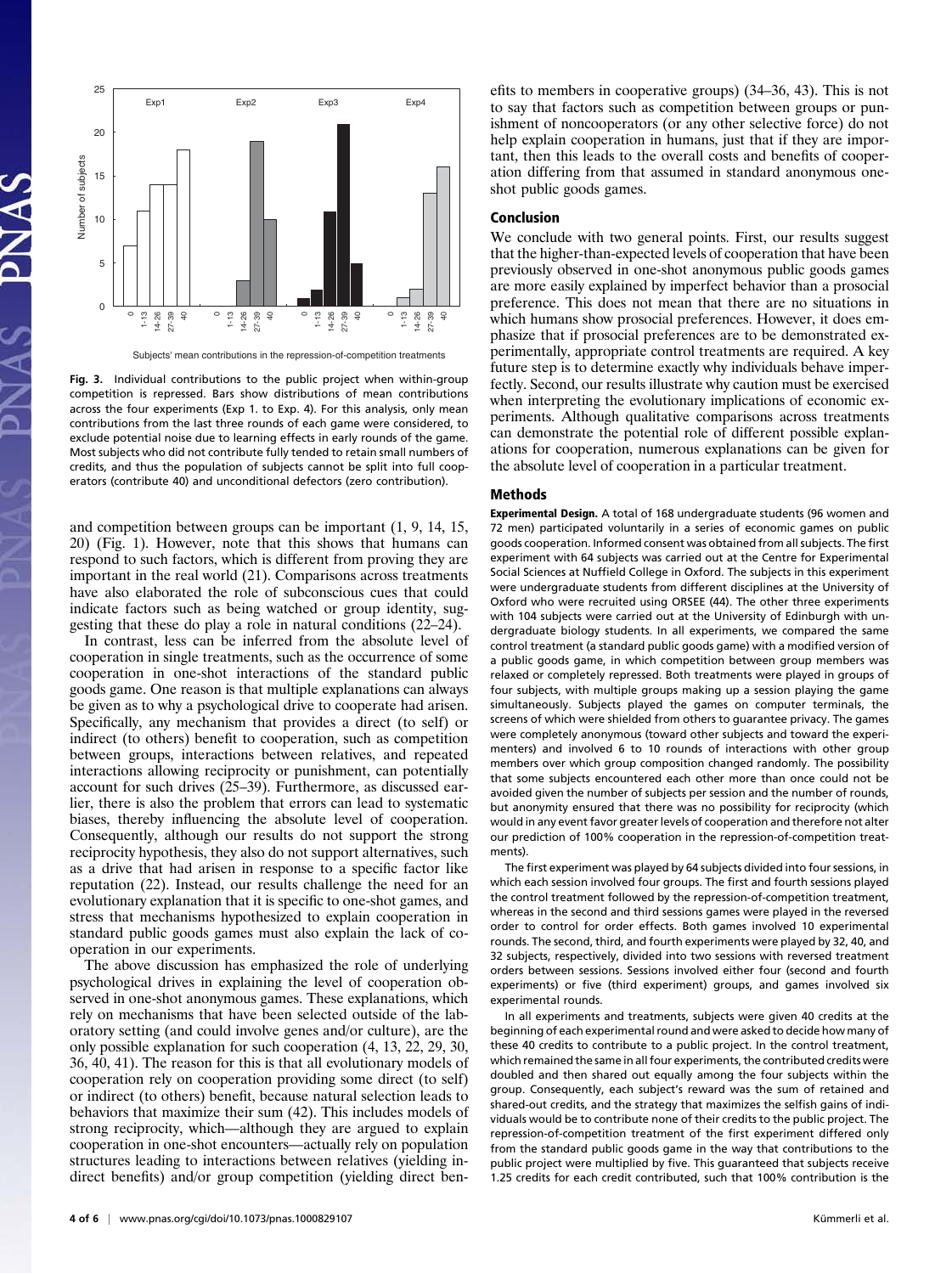Fig. 3. Individual contributions to the public project when within-group competition is repressed. Bars show distributions of mean contributions across the four experiments (Exp 1. to Exp. 4). For this analysis, only mean contributions from the last three rounds of each game were considered, to exclude potential noise due to learning effects in early rounds of the game. Most subjects who did not contribute fully tended to retain small numbers of credits, and thus the population of subjects cannot be split into full cooperators (contribute 40) and unconditional defectors (zero contribution).

and competition between groups can be important (1, 9, 14, 15, 20) (Fig. 1). However, note that this shows that humans can respond to such factors, which is different from proving they are important in the real world (21). Comparisons across treatments have also elaborated the role of subconscious cues that could indicate factors such as being watched or group identity, suggesting that these do play a role in natural conditions (22–24).

In contrast, less can be inferred from the absolute level of cooperation in single treatments, such as the occurrence of some cooperation in one-shot interactions of the standard public goods game. One reason is that multiple explanations can always be given as to why a psychological drive to cooperate had arisen. Specifically, any mechanism that provides a direct (to self) or indirect (to others) benefit to cooperation, such as competition between groups, interactions between relatives, and repeated interactions allowing reciprocity or punishment, can potentially account for such drives (25–39). Furthermore, as discussed earlier, there is also the problem that errors can lead to systematic biases, thereby influencing the absolute level of cooperation. Consequently, although our results do not support the strong reciprocity hypothesis, they also do not support alternatives, such as a drive that had arisen in response to a specific factor like reputation (22). Instead, our results challenge the need for an evolutionary explanation that it is specific to one-shot games, and stress that mechanisms hypothesized to explain cooperation in standard public goods games must also explain the lack of cooperation in our experiments.

The above discussion has emphasized the role of underlying psychological drives in explaining the level of cooperation observed in one-shot anonymous games. These explanations, which rely on mechanisms that have been selected outside of the laboratory setting (and could involve genes and/or culture), are the only possible explanation for such cooperation (4, 13, 22, 29, 30, 36, 40, 41). The reason for this is that all evolutionary models of cooperation rely on cooperation providing some direct (to self) or indirect (to others) benefit, because natural selection leads to behaviors that maximize their sum (42). This includes models of strong reciprocity, which—although they are argued to explain cooperation in one-shot encounters—actually rely on population structures leading to interactions between relatives (yielding indirect benefits) and/or group competition (yielding direct benefits to members in cooperative groups) (34–36, 43). This is not to say that factors such as competition between groups or punishment of noncooperators (or any other selective force) do not help explain cooperation in humans, just that if they are important, then this leads to the overall costs and benefits of cooperation differing from that assumed in standard anonymous one-shot public goods games.

## Conclusion

We conclude with two general points. First, our results suggest that the higher-than-expected levels of cooperation that have been previously observed in one-shot anonymous public goods games are more easily explained by imperfect behavior than a prosocial preference. This does not mean that there are no situations in which humans show prosocial preferences. However, it does emphasize that if prosocial preferences are to be demonstrated experimentally, appropriate control treatments are required. A key future step is to determine exactly why individuals behave imperfectly. Second, our results illustrate why caution must be exercised when interpreting the evolutionary implications of economic experiments. Although qualitative comparisons across treatments can demonstrate the potential role of different possible explanations for cooperation, numerous explanations can be given for the absolute level of cooperation in a particular treatment.

## Methods

**Experimental Design.** A total of 168 undergraduate students (96 women and 72 men) participated voluntarily in a series of economic games on public goods cooperation. Informed consent was obtained from all subjects. The first experiment with 64 subjects was carried out at the Centre for Experimental Social Sciences at Nuffield College in Oxford. The subjects in this experiment were undergraduate students from different disciplines at the University of Oxford who were recruited using ORSEE (44). The other three experiments with 104 subjects were carried out at the University of Edinburgh with undergraduate biology students. In all experiments, we compared the same control treatment (a standard public goods game) with a modified version of a public goods game, in which competition between group members was relaxed or completely repressed. Both treatments were played in groups of four subjects, with multiple groups making up a session playing the game simultaneously. Subjects played the games on computer terminals, the screens of which were shielded from others to guarantee privacy. The games were completely anonymous (toward other subjects and toward the experimenters) and involved 6 to 10 rounds of interactions with other group members over which group composition changed randomly. The possibility that some subjects encountered each other more than once could not be avoided given the number of subjects per session and the number of rounds, but anonymity ensured that there was no possibility for reciprocity (which would in any event favor greater levels of cooperation and therefore not alter our prediction of 100% cooperation in the repression-of-competition treatments).

The first experiment was played by 64 subjects divided into four sessions, in which each session involved four groups. The first and fourth sessions played the control treatment followed by the repression-of-competition treatment, whereas in the second and third sessions games were played in the reversed order to control for order effects. Both games involved 10 experimental rounds. The second, third, and fourth experiments were played by 32, 40, and 32 subjects, respectively, divided into two sessions with reversed treatment orders between sessions. Sessions involved either four (second and fourth experiments) or five (third experiment) groups, and games involved six experimental rounds.

In all experiments and treatments, subjects were given 40 credits at the beginning of each experimental round and were asked to decide how many of these 40 credits to contribute to a public project. In the control treatment, which remained the same in all four experiments, the contributed credits were doubled and then shared out equally among the four subjects within the group. Consequently, each subject's reward was the sum of retained and shared-out credits, and the strategy that maximizes the selfish gains of individuals would be to contribute none of their credits to the public project. The repression-of-competition treatment of the first experiment differed only from the standard public goods game in the way that contributions to the public project were multiplied by five. This guaranteed that subjects receive 1.25 credits for each credit contributed, such that 100% contribution is the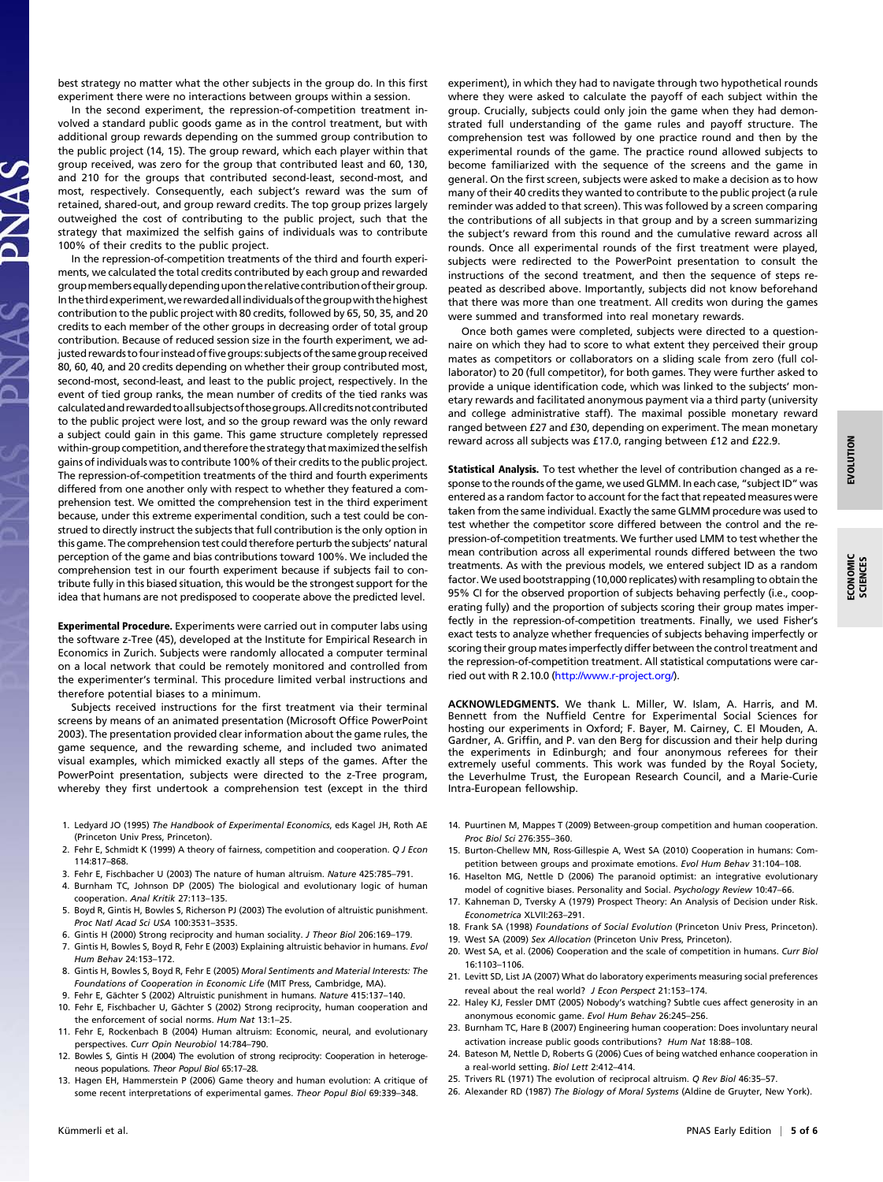best strategy no matter what the other subjects in the group do. In this first experiment there were no interactions between groups within a session.

In the second experiment, the repression-of-competition treatment involved a standard public goods game as in the control treatment, but with additional group rewards depending on the summed group contribution to the public project (14, 15). The group reward, which each player within that group received, was zero for the group that contributed least and 60, 130, and 210 for the groups that contributed second-least, second-most, and most, respectively. Consequently, each subject's reward was the sum of retained, shared-out, and group reward credits. The top group prizes largely outweighed the cost of contributing to the public project, such that the strategy that maximized the selfish gains of individuals was to contribute 100% of their credits to the public project.

In the repression-of-competition treatments of the third and fourth experiments, we calculated the total credits contributed by each group and rewarded group members equally depending upon the relative contribution of their group. In the third experiment, we rewarded all individuals of the group with the highest contribution to the public project with 80 credits, followed by 65, 50, 35, and 20 credits to each member of the other groups in decreasing order of total group contribution. Because of reduced session size in the fourth experiment, we adjusted rewards to four instead of five groups: subjects of the same group received 80, 60, 40, and 20 credits depending on whether their group contributed most, second-most, second-least, and least to the public project, respectively. In the event of tied group ranks, the mean number of credits of the tied ranks was calculated and rewarded to all subjects of those groups. All credits not contributed to the public project were lost, and so the group reward was the only reward a subject could gain in this game. This game structure completely repressed within-group competition, and therefore the strategy that maximized the selfish gains of individuals was to contribute 100% of their credits to the public project. The repression-of-competition treatments of the third and fourth experiments differed from one another only with respect to whether they featured a comprehension test. We omitted the comprehension test in the third experiment because, under this extreme experimental condition, such a test could be construed to directly instruct the subjects that full contribution is the only option in this game. The comprehension test could therefore perturb the subjects' natural perception of the game and bias contributions toward 100%. We included the comprehension test in our fourth experiment because if subjects fail to contribute fully in this biased situation, this would be the strongest support for the idea that humans are not predisposed to cooperate above the predicted level.

**Experimental Procedure.** Experiments were carried out in computer labs using the software z-Tree (45), developed at the Institute for Empirical Research in Economics in Zurich. Subjects were randomly allocated a computer terminal on a local network that could be remotely monitored and controlled from the experimenter's terminal. This procedure limited verbal instructions and therefore potential biases to a minimum.

Subjects received instructions for the first treatment via their terminal screens by means of an animated presentation (Microsoft Office PowerPoint 2003). The presentation provided clear information about the game rules, the game sequence, and the rewarding scheme, and included two animated visual examples, which mimicked exactly all steps of the games. After the PowerPoint presentation, subjects were directed to the z-Tree program, whereby they first undertook a comprehension test (except in the third experiment), in which they had to navigate through two hypothetical rounds where they were asked to calculate the payoff of each subject within the group. Crucially, subjects could only join the game when they had demonstrated full understanding of the game rules and payoff structure. The comprehension test was followed by one practice round and then by the experimental rounds of the game. The practice round allowed subjects to become familiarized with the sequence of the screens and the game in general. On the first screen, subjects were asked to make a decision as to how many of their 40 credits they wanted to contribute to the public project (a rule reminder was added to that screen). This was followed by a screen comparing the contributions of all subjects in that group and by a screen summarizing the subject's reward from this round and the cumulative reward across all rounds. Once all experimental rounds of the first treatment were played, subjects were redirected to the PowerPoint presentation to consult the instructions of the second treatment, and then the sequence of steps repeated as described above. Importantly, subjects did not know beforehand that there was more than one treatment. All credits won during the games were summed and transformed into real monetary rewards.

Once both games were completed, subjects were directed to a questionnaire on which they had to score to what extent they perceived their group mates as competitors or collaborators on a sliding scale from zero (full collaborator) to 20 (full competitor), for both games. They were further asked to provide a unique identification code, which was linked to the subjects' monetary rewards and facilitated anonymous payment via a third party (university and college administrative staff). The maximal possible monetary reward ranged between £27 and £30, depending on experiment. The mean monetary reward across all subjects was £17.0, ranging between £12 and £22.9.

**Statistical Analysis.** To test whether the level of contribution changed as a response to the rounds of the game, we used GLMM. In each case, "subject ID" was entered as a random factor to account for the fact that repeated measures were taken from the same individual. Exactly the same GLMM procedure was used to test whether the competitor score differed between the control and the repression-of-competition treatments. We further used LMM to test whether the mean contribution across all experimental rounds differed between the two treatments. As with the previous models, we entered subject ID as a random factor. We used bootstrapping (10,000 replicates) with resampling to obtain the 95% CI for the observed proportion of subjects behaving perfectly (i.e., cooperating fully) and the proportion of subjects scoring their group mates imperfectly in the repression-of-competition treatments. Finally, we used Fisher's exact tests to analyze whether frequencies of subjects behaving imperfectly or scoring their group mates imperfectly differ between the control treatment and the repression-of-competition treatment. All statistical computations were carried out with R 2.10.0 (http://www.r-project.org/).

**ACKNOWLEDGMENTS.** We thank L. Miller, W. Islam, A. Harris, and M. Bennett from the Nuffield Centre for Experimental Social Sciences for hosting our experiments in Oxford; F. Bayer, M. Cairney, C. El Mouden, A. Gardner, A. Griffin, and P. van den Berg for discussion and their help during the experiments in Edinburgh; and four anonymous referees for their extremely useful comments. This work was funded by the Royal Society, the Leverhulme Trust, the European Research Council, and a Marie-Curie Intra-European fellowship.

1. Ledyard JO (1995) *The Handbook of Experimental Economics*, eds Kagel JH, Roth AE (Princeton Univ Press, Princeton).
2. Fehr E, Schmidt K (1999) A theory of fairness, competition and cooperation. *Q J Econ* 114:817–868.
3. Fehr E, Fischbacher U (2003) The nature of human altruism. *Nature* 425:785–791.
4. Burnham TC, Johnson DP (2005) The biological and evolutionary logic of human cooperation. *Anal Kritik* 27:113–135.
5. Boyd R, Gintis H, Bowles S, Richerson PJ (2003) The evolution of altruistic punishment. *Proc Natl Acad Sci USA* 100:3531–3535.
6. Gintis H (2000) Strong reciprocity and human sociality. *J Theor Biol* 206:169–179.
7. Gintis H, Bowles S, Boyd R, Fehr E (2003) Explaining altruistic behavior in humans. *Evol Hum Behav* 24:153–172.
8. Gintis H, Bowles S, Boyd R, Fehr E (2005) *Moral Sentiments and Material Interests: The Foundations of Cooperation in Economic Life* (MIT Press, Cambridge, MA).
9. Fehr E, Gächter S (2002) Altruistic punishment in humans. *Nature* 415:137–140.
10. Fehr E, Fischbacher U, Gächter S (2002) Strong reciprocity, human cooperation and the enforcement of social norms. *Hum Nat* 13:1–25.
11. Fehr E, Rockenbach B (2004) Human altruism: Economic, neural, and evolutionary perspectives. *Curr Opin Neurobiol* 14:784–790.
12. Bowles S, Gintis H (2004) The evolution of strong reciprocity: Cooperation in heterogeneous populations. *Theor Popul Biol* 65:17–28.
13. Hagen EH, Hammerstein P (2006) Game theory and human evolution: A critique of some recent interpretations of experimental games. *Theor Popul Biol* 69:339–348.
14. Puurtinen M, Mappes T (2009) Between-group competition and human cooperation. *Proc Biol Sci* 276:355–360.
15. Burton-Chellew MN, Ross-Gillespie A, West SA (2010) Cooperation in humans: Competition between groups and proximate emotions. *Evol Hum Behav* 31:104–108.
16. Haselton MG, Nettle D (2006) The paranoid optimist: an integrative evolutionary model of cognitive biases. Personality and Social. *Psychology Review* 10:47–66.
17. Kahneman D, Tversky A (1979) Prospect Theory: An Analysis of Decision under Risk. *Econometrica* XLVII:263–291.
18. Frank SA (1998) *Foundations of Social Evolution* (Princeton Univ Press, Princeton).
19. West SA (2009) *Sex Allocation* (Princeton Univ Press, Princeton).
20. West SA, et al. (2006) Cooperation and the scale of competition in humans. *Curr Biol* 16:1103–1106.
21. Levitt SD, List JA (2007) What do laboratory experiments measuring social preferences reveal about the real world? *J Econ Perspect* 21:153–174.
22. Haley KJ, Fessler DMT (2005) Nobody's watching? Subtle cues affect generosity in an anonymous economic game. *Evol Hum Behav* 26:245–256.
23. Burnham TC, Hare B (2007) Engineering human cooperation: Does involuntary neural activation increase public goods contributions? *Hum Nat* 18:88–108.
24. Bateson M, Nettle D, Roberts G (2006) Cues of being watched enhance cooperation in a real-world setting. *Biol Lett* 2:412–414.
25. Trivers RL (1971) The evolution of reciprocal altruism. *Q Rev Biol* 46:35–57.
26. Alexander RD (1987) *The Biology of Moral Systems* (Aldine de Gruyter, New York).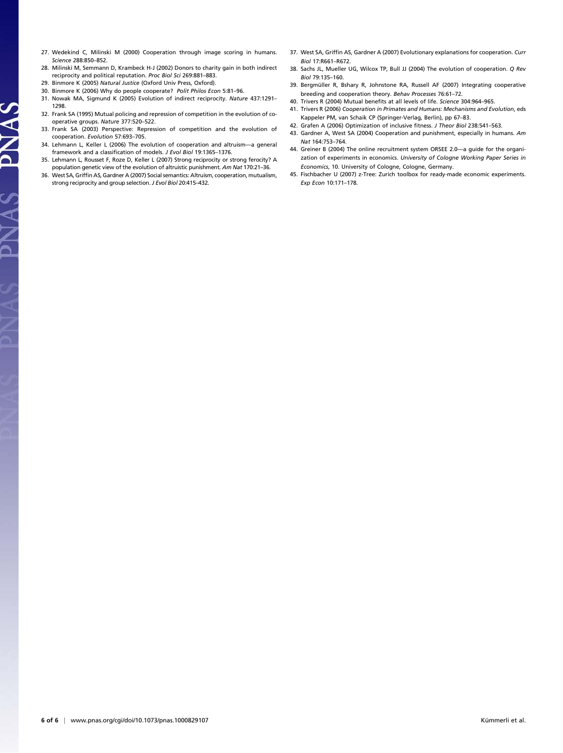27. Wedekind C, Milinski M (2000) Cooperation through image scoring in humans. *Science* 288:850–852.
28. Milinski M, Semmann D, Krambeck H-J (2002) Donors to charity gain in both indirect reciprocity and political reputation. *Proc Biol Sci* 269:881–883.
29. Binmore K (2005) *Natural Justice* (Oxford Univ Press, Oxford).
30. Binmore K (2006) Why do people cooperate? *Polit Philos Econ* 5:81–96.
31. Nowak MA, Sigmund K (2005) Evolution of indirect reciprocity. *Nature* 437:1291–1298.
32. Frank SA (1995) Mutual policing and repression of competition in the evolution of cooperative groups. *Nature* 377:520–522.
33. Frank SA (2003) Perspective: Repression of competition and the evolution of cooperation. *Evolution* 57:693–705.
34. Lehmann L, Keller L (2006) The evolution of cooperation and altruism—a general framework and a classification of models. *J Evol Biol* 19:1365–1376.
35. Lehmann L, Rousset F, Roze D, Keller L (2007) Strong reciprocity or strong ferocity? A population genetic view of the evolution of altruistic punishment. *Am Nat* 170:21–36.
36. West SA, Griffin AS, Gardner A (2007) Social semantics: Altruism, cooperation, mutualism, strong reciprocity and group selection. *J Evol Biol* 20:415–432.
37. West SA, Griffin AS, Gardner A (2007) Evolutionary explanations for cooperation. *Curr Biol* 17:R661–R672.
38. Sachs JL, Mueller UG, Wilcox TP, Bull JJ (2004) The evolution of cooperation. *Q Rev Biol* 79:135–160.
39. Bergmüller R, Bshary R, Johnstone RA, Russell AF (2007) Integrating cooperative breeding and cooperation theory. *Behav Processes* 76:61–72.
40. Trivers R (2004) Mutual benefits at all levels of life. *Science* 304:964–965.
41. Trivers R (2006) *Cooperation in Primates and Humans: Mechanisms and Evolution*, eds Kappeler PM, van Schaik CP (Springer-Verlag, Berlin), pp 67–83.
42. Grafen A (2006) Optimization of inclusive fitness. *J Theor Biol* 238:541–563.
43. Gardner A, West SA (2004) Cooperation and punishment, especially in humans. *Am Nat* 164:753–764.
44. Greiner B (2004) The online recruitment system ORSEE 2.0—a guide for the organization of experiments in economics. *University of Cologne Working Paper Series in Economics*, 10. University of Cologne, Cologne, Germany.
45. Fischbacher U (2007) z-Tree: Zurich toolbox for ready-made economic experiments. *Exp Econ* 10:171–178.